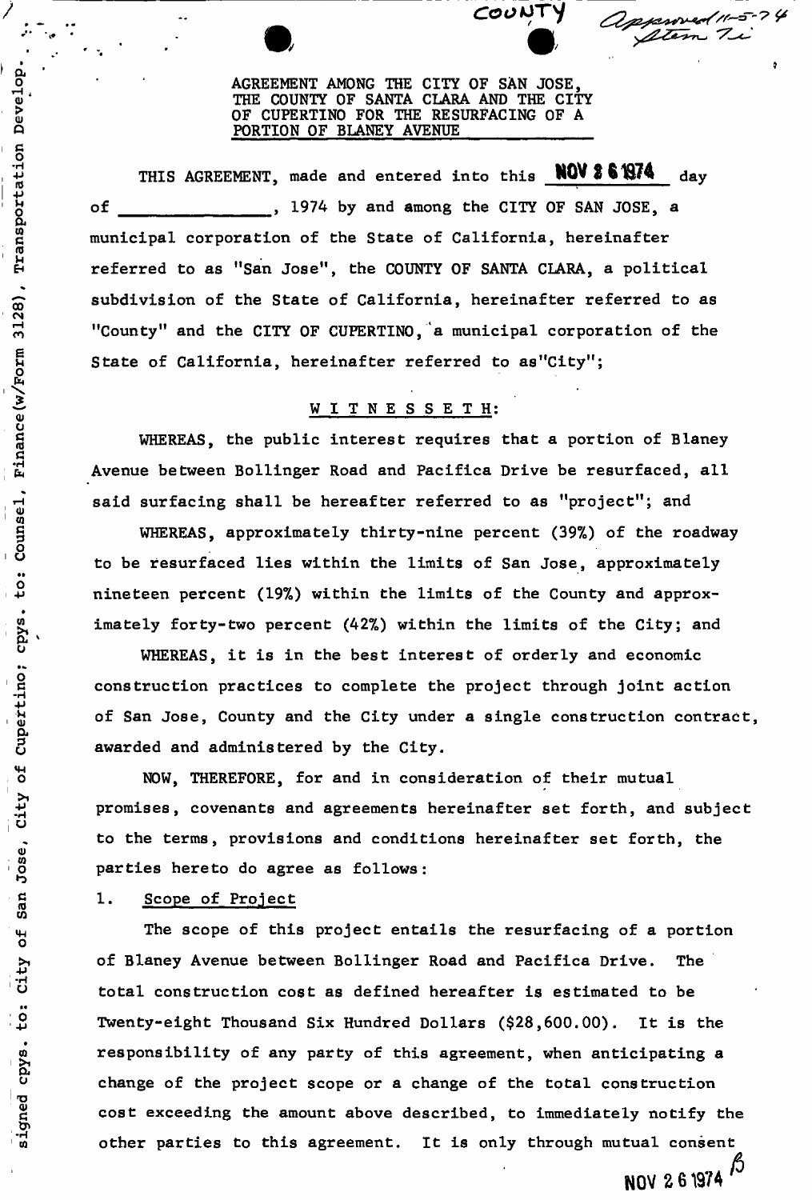COUNTY

Approved 11-5-74 Item 7i

AGREEMENT AMONG THE CITY OF SAN JOSE, THE COUNTY OF SANTA CLARA AND THE CITY OF CUPERTINO FOR THE RESURFACING OF A PORTION OF BLANEY AVENUE

THIS AGREEMENT, made and entered into this **NOV 26 1974** day of _______________, 1974 by and among the CITY OF SAN JOSE, a municipal corporation of the State of California, hereinafter referred to as "San Jose", the COUNTY OF SANTA CLARA, a political subdivision of the State of California, hereinafter referred to as "County" and the CITY OF CUPERTINO, a municipal corporation of the State of California, hereinafter referred to as "City";

W I T N E S S E T H:

WHEREAS, the public interest requires that a portion of Blaney Avenue between Bollinger Road and Pacifica Drive be resurfaced, all said surfacing shall be hereafter referred to as "project"; and

WHEREAS, approximately thirty-nine percent (39%) of the roadway to be resurfaced lies within the limits of San Jose, approximately nineteen percent (19%) within the limits of the County and approximately forty-two percent (42%) within the limits of the City; and

WHEREAS, it is in the best interest of orderly and economic construction practices to complete the project through joint action of San Jose, County and the City under a single construction contract, awarded and administered by the City.

NOW, THEREFORE, for and in consideration of their mutual promises, covenants and agreements hereinafter set forth, and subject to the terms, provisions and conditions hereinafter set forth, the parties hereto do agree as follows:

1. Scope of Project

The scope of this project entails the resurfacing of a portion of Blaney Avenue between Bollinger Road and Pacifica Drive. The total construction cost as defined hereafter is estimated to be Twenty-eight Thousand Six Hundred Dollars ($28,600.00). It is the responsibility of any party of this agreement, when anticipating a change of the project scope or a change of the total construction cost exceeding the amount above described, to immediately notify the other parties to this agreement. It is only through mutual consent

signed cpys. to: City of San Jose, City of Cupertino; cpys. to: Counsel, Finance (w/Form 3128), Transportation Develop.

NOV 26 1974 B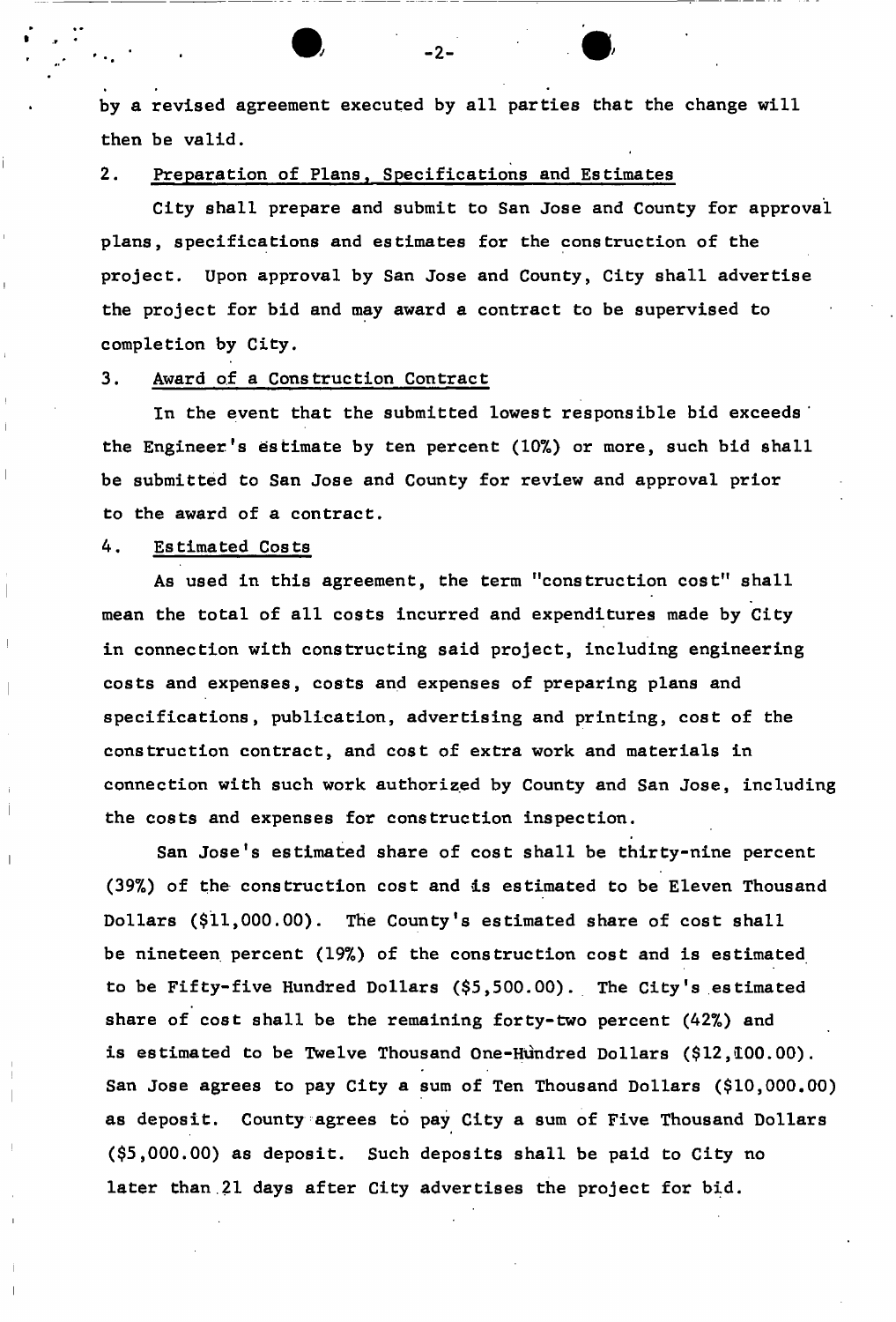by a revised agreement executed by all parties that the change will then be valid.

2. Preparation of Plans, Specifications and Estimates

City shall prepare and submit to San Jose and County for approval plans, specifications and estimates for the construction of the project. Upon approval by San Jose and County, City shall advertise the project for bid and may award a contract to be supervised to completion by City.

3. Award of a Construction Contract

In the event that the submitted lowest responsible bid exceeds the Engineer's estimate by ten percent (10%) or more, such bid shall be submitted to San Jose and County for review and approval prior to the award of a contract.

4. Estimated Costs

As used in this agreement, the term "construction cost" shall mean the total of all costs incurred and expenditures made by City in connection with constructing said project, including engineering costs and expenses, costs and expenses of preparing plans and specifications, publication, advertising and printing, cost of the construction contract, and cost of extra work and materials in connection with such work authorized by County and San Jose, including the costs and expenses for construction inspection.

San Jose's estimated share of cost shall be thirty-nine percent (39%) of the construction cost and is estimated to be Eleven Thousand Dollars ($11,000.00). The County's estimated share of cost shall be nineteen percent (19%) of the construction cost and is estimated to be Fifty-five Hundred Dollars ($5,500.00). The City's estimated share of cost shall be the remaining forty-two percent (42%) and is estimated to be Twelve Thousand One-Hundred Dollars ($12,100.00). San Jose agrees to pay City a sum of Ten Thousand Dollars ($10,000.00) as deposit. County agrees to pay City a sum of Five Thousand Dollars ($5,000.00) as deposit. Such deposits shall be paid to City no later than 21 days after City advertises the project for bid.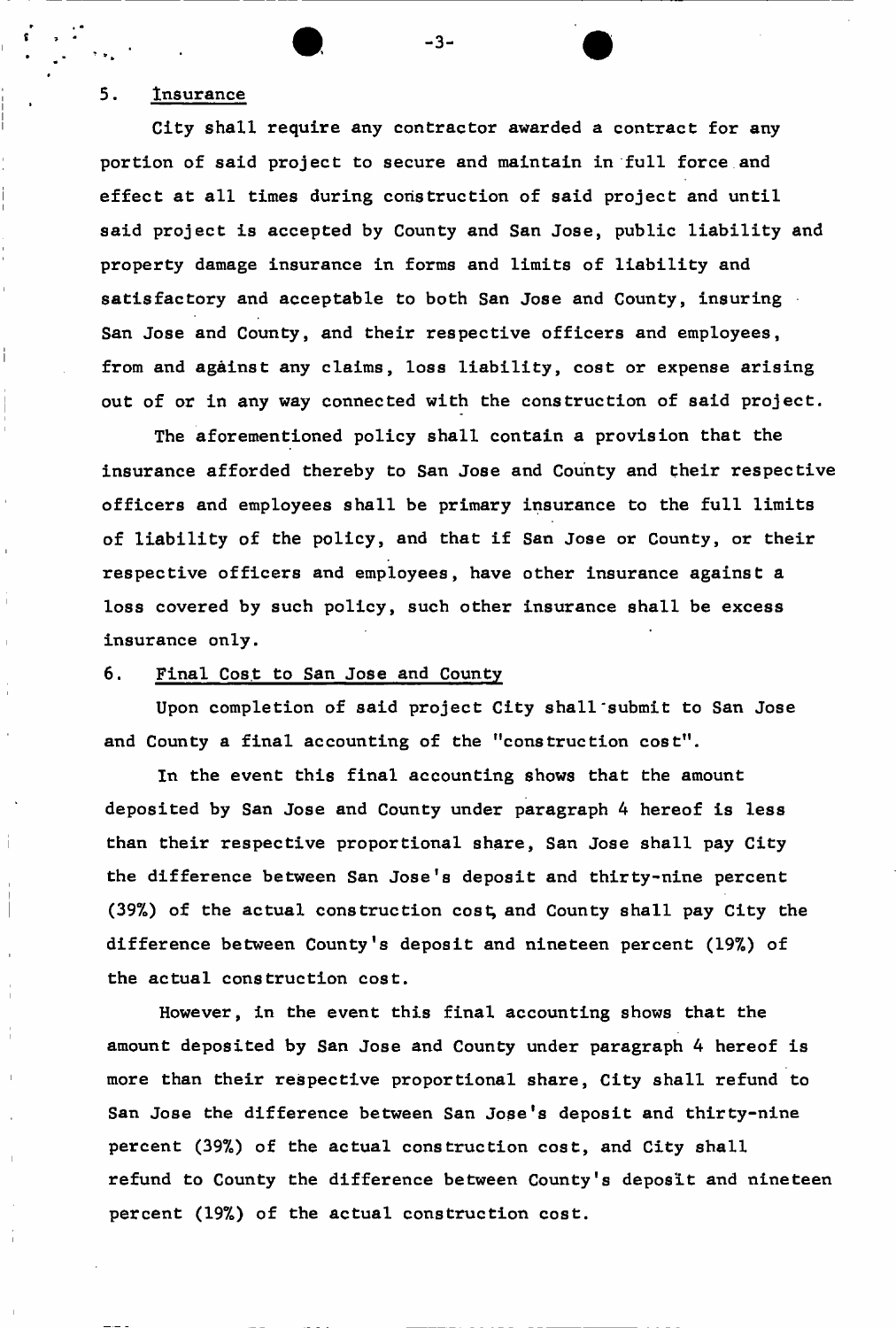5. Insurance

City shall require any contractor awarded a contract for any portion of said project to secure and maintain in full force and effect at all times during construction of said project and until said project is accepted by County and San Jose, public liability and property damage insurance in forms and limits of liability and satisfactory and acceptable to both San Jose and County, insuring San Jose and County, and their respective officers and employees, from and against any claims, loss liability, cost or expense arising out of or in any way connected with the construction of said project.

The aforementioned policy shall contain a provision that the insurance afforded thereby to San Jose and County and their respective officers and employees shall be primary insurance to the full limits of liability of the policy, and that if San Jose or County, or their respective officers and employees, have other insurance against a loss covered by such policy, such other insurance shall be excess insurance only.

6. Final Cost to San Jose and County

Upon completion of said project City shall submit to San Jose and County a final accounting of the "construction cost".

In the event this final accounting shows that the amount deposited by San Jose and County under paragraph 4 hereof is less than their respective proportional share, San Jose shall pay City the difference between San Jose's deposit and thirty-nine percent (39%) of the actual construction cost, and County shall pay City the difference between County's deposit and nineteen percent (19%) of the actual construction cost.

However, in the event this final accounting shows that the amount deposited by San Jose and County under paragraph 4 hereof is more than their respective proportional share, City shall refund to San Jose the difference between San Jose's deposit and thirty-nine percent (39%) of the actual construction cost, and City shall refund to County the difference between County's deposit and nineteen percent (19%) of the actual construction cost.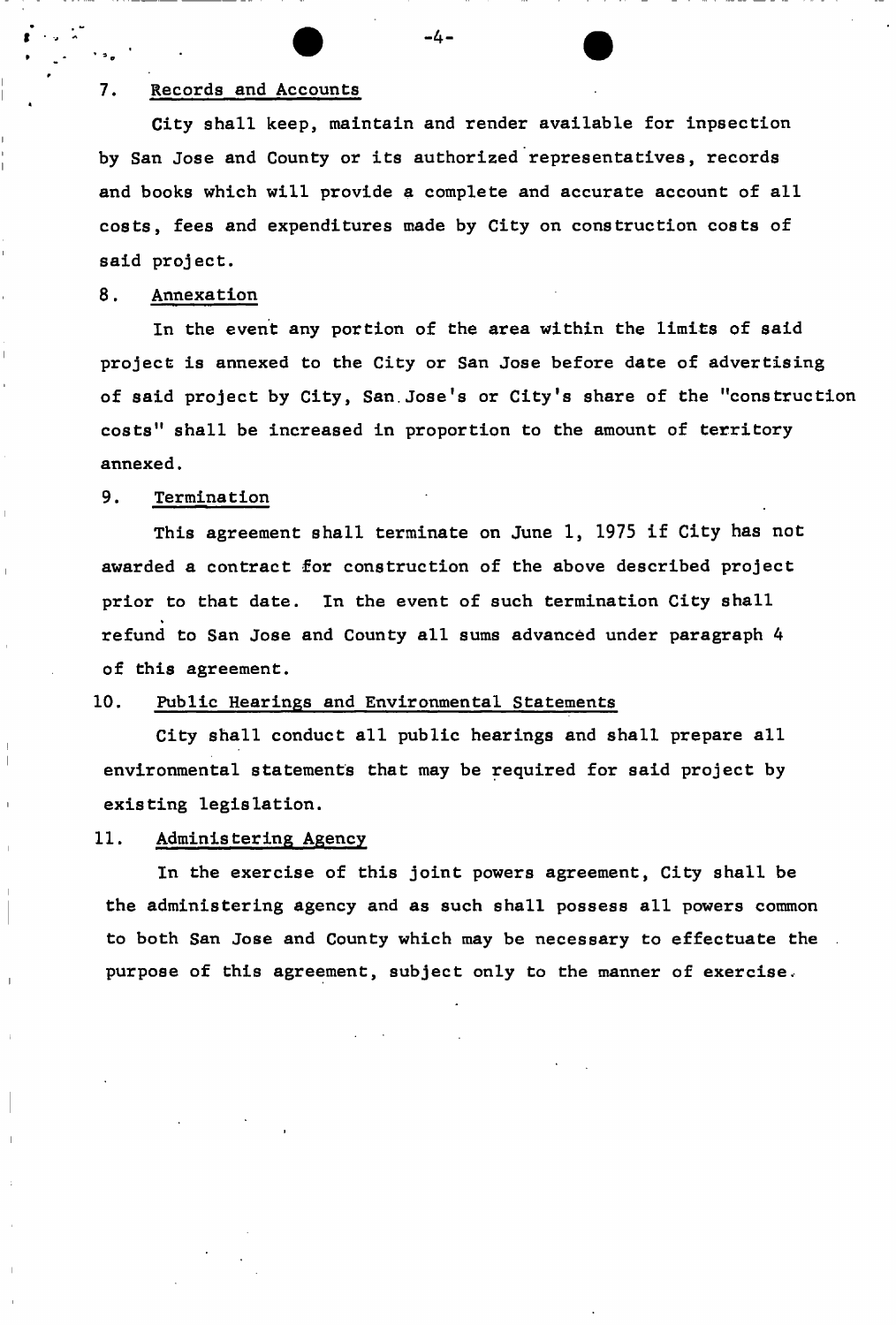7. Records and Accounts

City shall keep, maintain and render available for inpsection by San Jose and County or its authorized representatives, records and books which will provide a complete and accurate account of all costs, fees and expenditures made by City on construction costs of said project.

8. Annexation

In the event any portion of the area within the limits of said project is annexed to the City or San Jose before date of advertising of said project by City, San Jose's or City's share of the "construction costs" shall be increased in proportion to the amount of territory annexed.

9. Termination

This agreement shall terminate on June 1, 1975 if City has not awarded a contract for construction of the above described project prior to that date. In the event of such termination City shall refund to San Jose and County all sums advanced under paragraph 4 of this agreement.

10. Public Hearings and Environmental Statements

City shall conduct all public hearings and shall prepare all environmental statements that may be required for said project by existing legislation.

11. Administering Agency

In the exercise of this joint powers agreement, City shall be the administering agency and as such shall possess all powers common to both San Jose and County which may be necessary to effectuate the purpose of this agreement, subject only to the manner of exercise.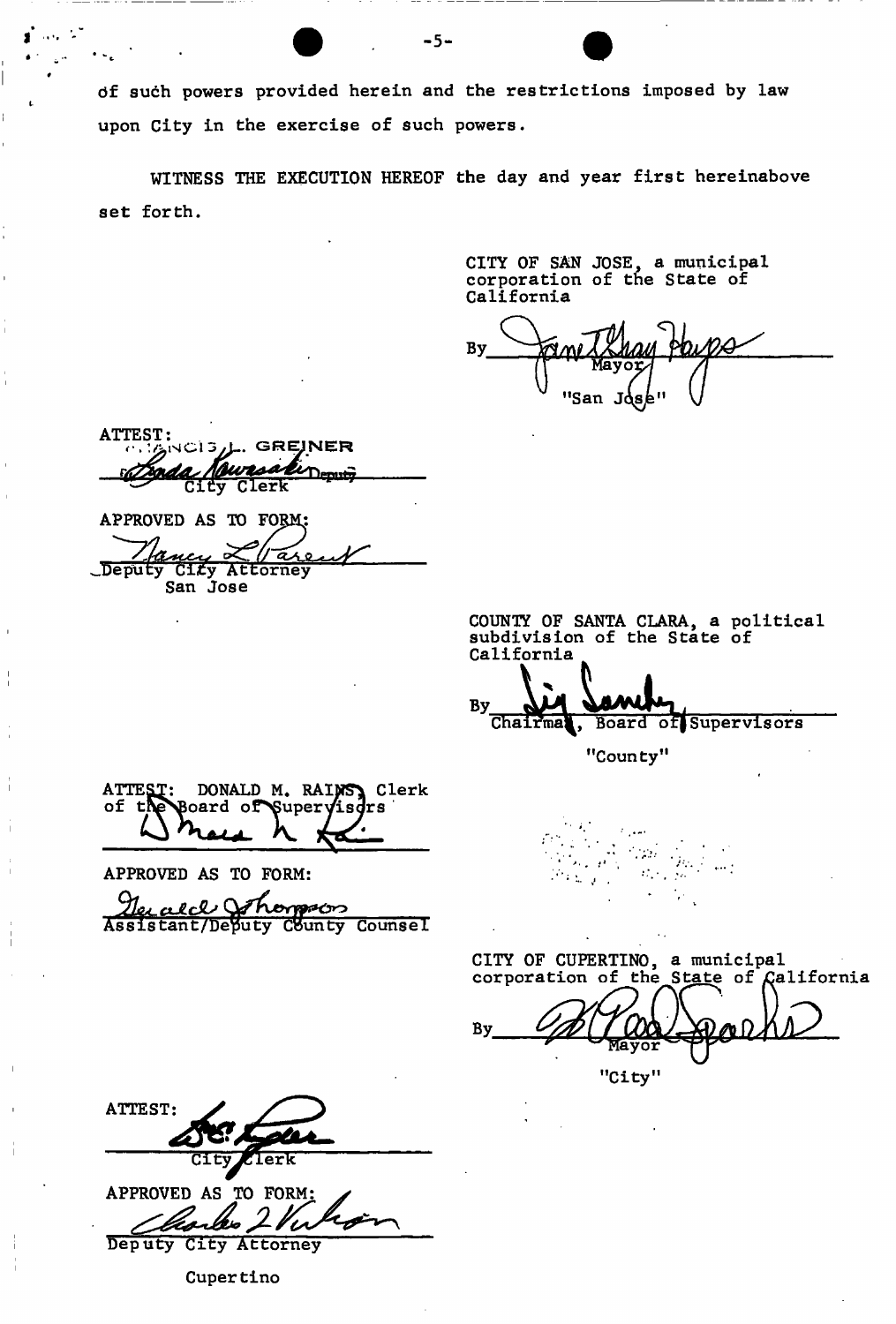of such powers provided herein and the restrictions imposed by law upon City in the exercise of such powers.

WITNESS THE EXECUTION HEREOF the day and year first hereinabove set forth.

CITY OF SAN JOSE, a municipal corporation of the State of California

By ______________________
Mayor
"San Jose"

ATTEST:
FRANCIS L. GREINER
______________________ Deputy
City Clerk

APPROVED AS TO FORM:
______________________
Deputy City Attorney
San Jose

COUNTY OF SANTA CLARA, a political subdivision of the State of California

By ______________________
Chairman, Board of Supervisors
"County"

ATTEST: DONALD M. RAINS, Clerk of the Board of Supervisors
______________________

APPROVED AS TO FORM:
______________________
Assistant/Deputy County Counsel

CITY OF CUPERTINO, a municipal corporation of the State of California

By ______________________
Mayor
"City"

ATTEST:
______________________
City Clerk

APPROVED AS TO FORM:
______________________
Deputy City Attorney
Cupertino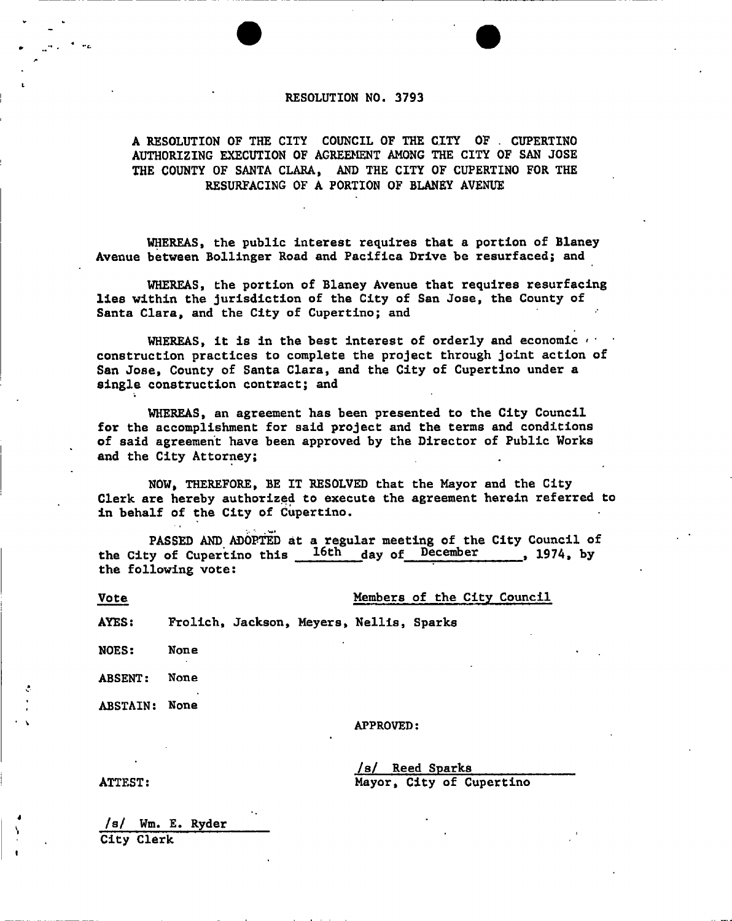# RESOLUTION NO. 3793

## A RESOLUTION OF THE CITY COUNCIL OF THE CITY OF CUPERTINO AUTHORIZING EXECUTION OF AGREEMENT AMONG THE CITY OF SAN JOSE THE COUNTY OF SANTA CLARA, AND THE CITY OF CUPERTINO FOR THE RESURFACING OF A PORTION OF BLANEY AVENUE

WHEREAS, the public interest requires that a portion of Blaney Avenue between Bollinger Road and Pacifica Drive be resurfaced; and

WHEREAS, the portion of Blaney Avenue that requires resurfacing lies within the jurisdiction of the City of San Jose, the County of Santa Clara, and the City of Cupertino; and

WHEREAS, it is in the best interest of orderly and economic construction practices to complete the project through joint action of San Jose, County of Santa Clara, and the City of Cupertino under a single construction contract; and

WHEREAS, an agreement has been presented to the City Council for the accomplishment for said project and the terms and conditions of said agreement have been approved by the Director of Public Works and the City Attorney;

NOW, THEREFORE, BE IT RESOLVED that the Mayor and the City Clerk are hereby authorized to execute the agreement herein referred to in behalf of the City of Cupertino.

PASSED AND ADOPTED at a regular meeting of the City Council of the City of Cupertino this 16th day of December, 1974, by the following vote:

| Vote | Members of the City Council |
|---|---|
| AYES: | Frolich, Jackson, Meyers, Nellis, Sparks |
| NOES: | None |
| ABSENT: | None |
| ABSTAIN: | None |

APPROVED:

/s/ Reed Sparks
Mayor, City of Cupertino

ATTEST:

/s/ Wm. E. Ryder
City Clerk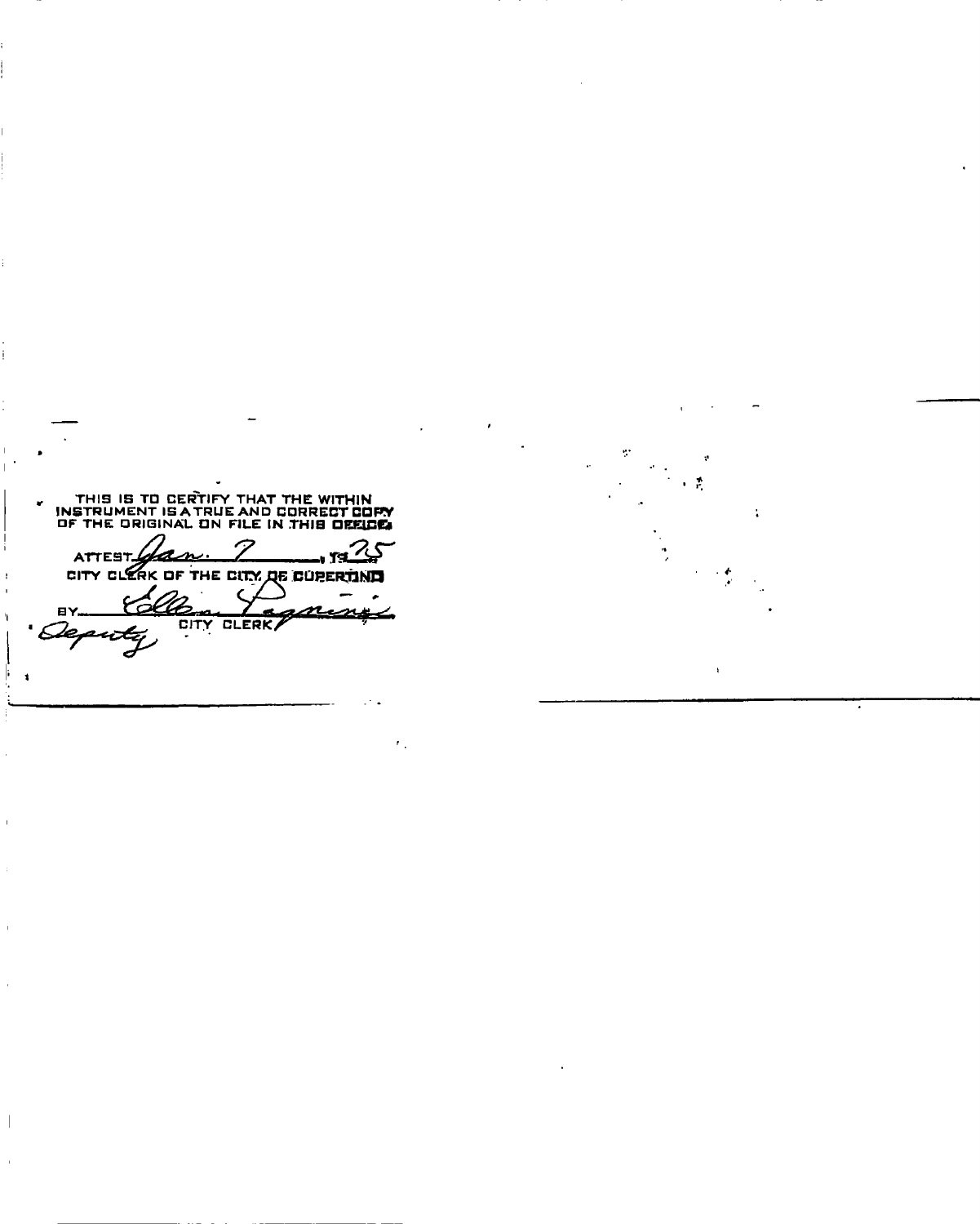THIS IS TO CERTIFY THAT THE WITHIN INSTRUMENT IS A TRUE AND CORRECT COPY OF THE ORIGINAL ON FILE IN THIS OFFICE

ATTEST *Jan. 7*, 19*75*

CITY CLERK OF THE CITY OF CUPERTINO

BY *Ellen Pagnini*
*Deputy* CITY CLERK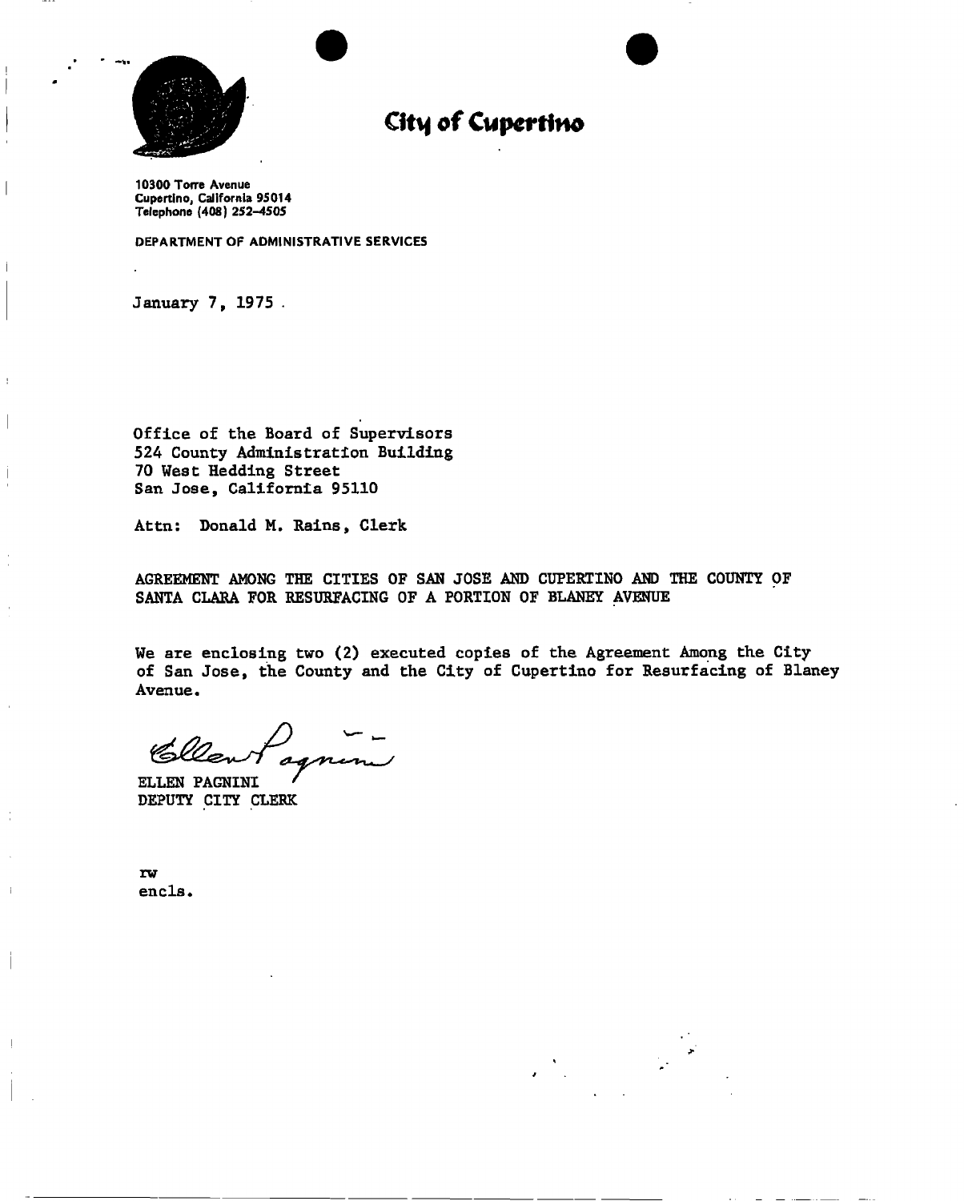# City of Cupertino

10300 Torre Avenue
Cupertino, California 95014
Telephone (408) 252-4505

DEPARTMENT OF ADMINISTRATIVE SERVICES

January 7, 1975

Office of the Board of Supervisors
524 County Administration Building
70 West Hedding Street
San Jose, California 95110

Attn: Donald M. Rains, Clerk

AGREEMENT AMONG THE CITIES OF SAN JOSE AND CUPERTINO AND THE COUNTY OF SANTA CLARA FOR RESURFACING OF A PORTION OF BLANEY AVENUE

We are enclosing two (2) executed copies of the Agreement Among the City of San Jose, the County and the City of Cupertino for Resurfacing of Blaney Avenue.

Ellen Pagnini

ELLEN PAGNINI
DEPUTY CITY CLERK

rw
encls.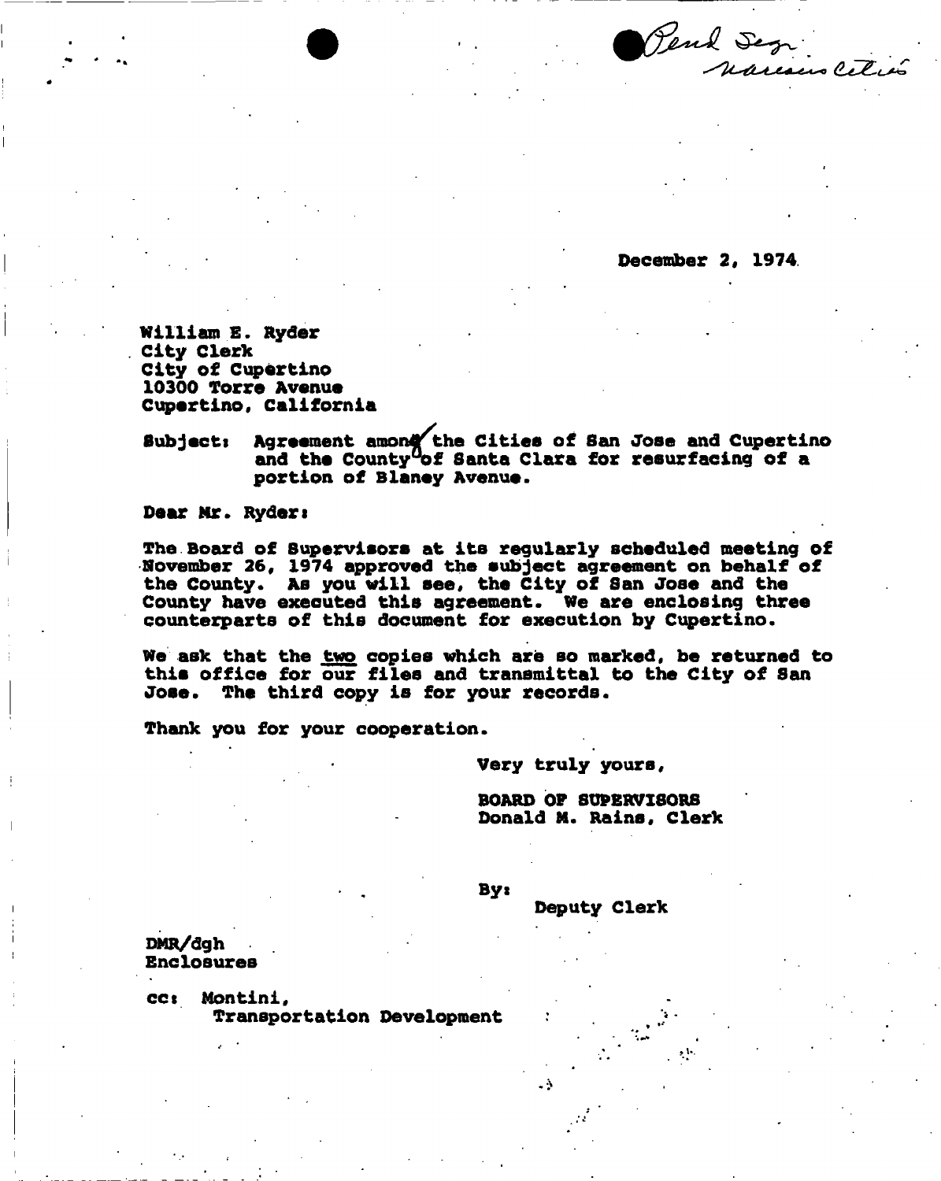Pend Seg. various cities

December 2, 1974

William E. Ryder
City Clerk
City of Cupertino
10300 Torre Avenue
Cupertino, California

Subject: Agreement among the Cities of San Jose and Cupertino and the County of Santa Clara for resurfacing of a portion of Blaney Avenue.

Dear Mr. Ryder:

The Board of Supervisors at its regularly scheduled meeting of November 26, 1974 approved the subject agreement on behalf of the County. As you will see, the City of San Jose and the County have executed this agreement. We are enclosing three counterparts of this document for execution by Cupertino.

We ask that the two copies which are so marked, be returned to this office for our files and transmittal to the City of San Jose. The third copy is for your records.

Thank you for your cooperation.

Very truly yours,

BOARD OF SUPERVISORS
Donald M. Rains, Clerk

By:
Deputy Clerk

DMR/dgh
Enclosures

cc: Montini,
Transportation Development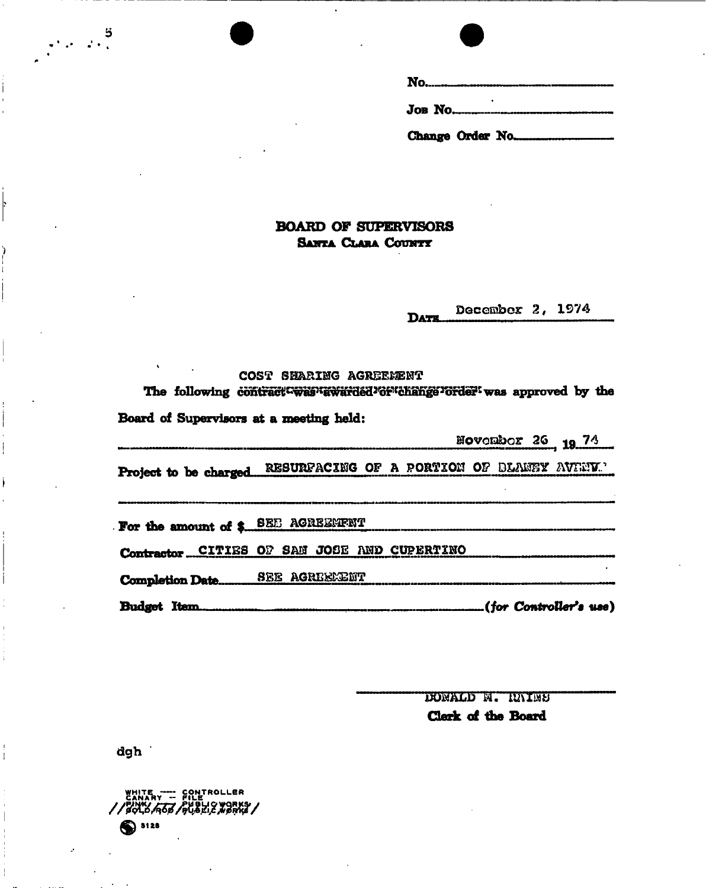No.

Job No.

Change Order No.

**BOARD OF SUPERVISORS**
**SANTA CLARA COUNTY**

DATE December 2, 1974

COST SHARING AGREEMENT

The following ~~contract was awarded or change order~~ was approved by the Board of Supervisors at a meeting held:

November 26, 19 74

Project to be charged RESURFACING OF A PORTION OF BLANEY AVENUE

For the amount of $ SEE AGREEMENT

Contractor CITIES OF SAN JOSE AND CUPERTINO

Completion Date SEE AGREEMENT

Budget Item _______________ *(for Controller's use)*

DONALD M. RAINS
**Clerk of the Board**

dgh

WHITE — CONTROLLER
CANARY — FILE
PINK — PUBLIC WORKS
GOLD — PUBLIC WORKS

8128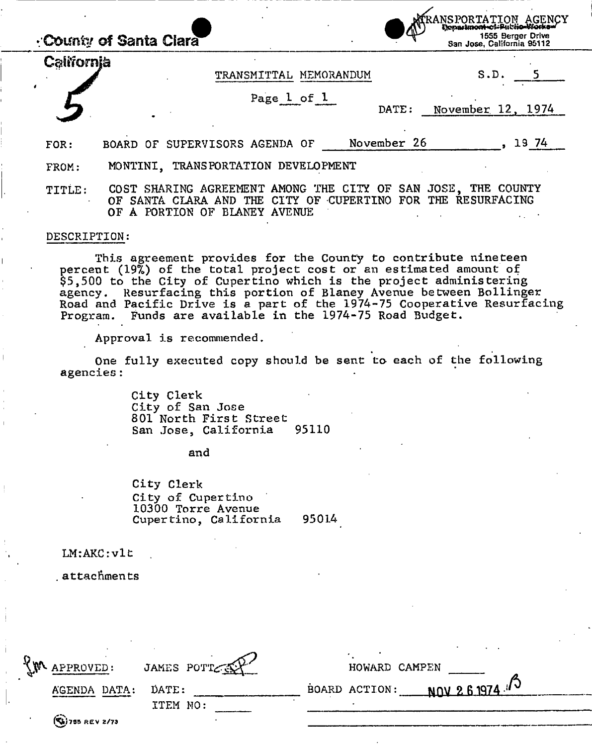County of Santa Clara

California

5

TRANSPORTATION AGENCY
~~Department of Public Works~~
1555 Berger Drive
San Jose, California 95112

TRANSMITTAL MEMORANDUM

Page 1 of 1

S.D. 5

DATE: November 12, 1974

FOR: BOARD OF SUPERVISORS AGENDA OF November 26, 19 74

FROM: MONTINI, TRANSPORTATION DEVELOPMENT

TITLE: COST SHARING AGREEMENT AMONG THE CITY OF SAN JOSE, THE COUNTY OF SANTA CLARA AND THE CITY OF CUPERTINO FOR THE RESURFACING OF A PORTION OF BLANEY AVENUE

DESCRIPTION:

This agreement provides for the County to contribute nineteen percent (19%) of the total project cost or an estimated amount of $5,500 to the City of Cupertino which is the project administering agency. Resurfacing this portion of Blaney Avenue between Bollinger Road and Pacific Drive is a part of the 1974-75 Cooperative Resurfacing Program. Funds are available in the 1974-75 Road Budget.

Approval is recommended.

One fully executed copy should be sent to each of the following agencies:

City Clerk
City of San Jose
801 North First Street
San Jose, California 95110

and

City Clerk
City of Cupertino
10300 Torre Avenue
Cupertino, California 95014

LM:AKC:vlt

attachments

APPROVED: JAMES POTT

HOWARD CAMPEN

AGENDA DATA: DATE:
ITEM NO:

BOARD ACTION: NOV 26 1974 B

755 REV 2/73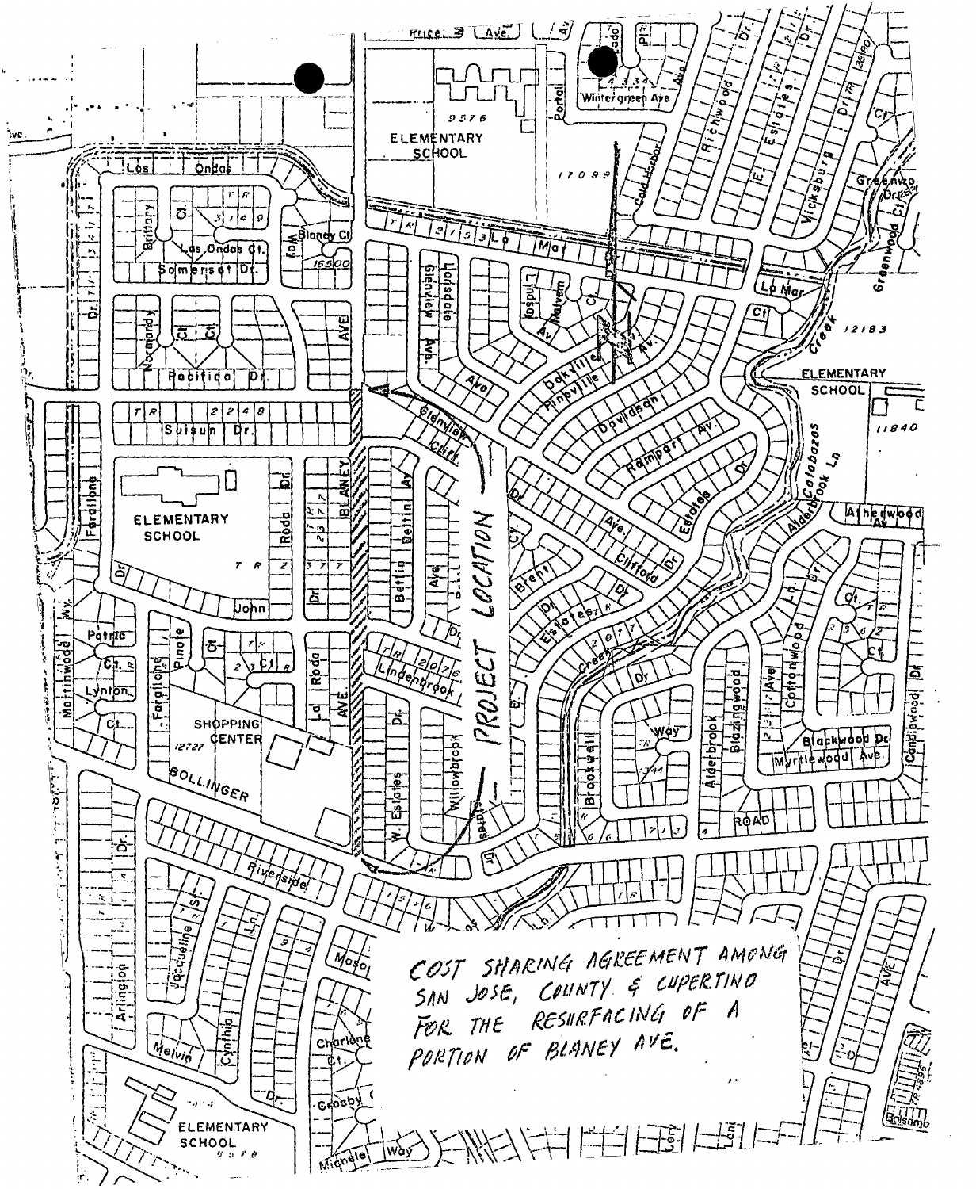PROJECT LOCATION

COST SHARING AGREEMENT AMONG SAN JOSE, COUNTY & CUPERTINO FOR THE RESURFACING OF A PORTION OF BLANEY AVE.